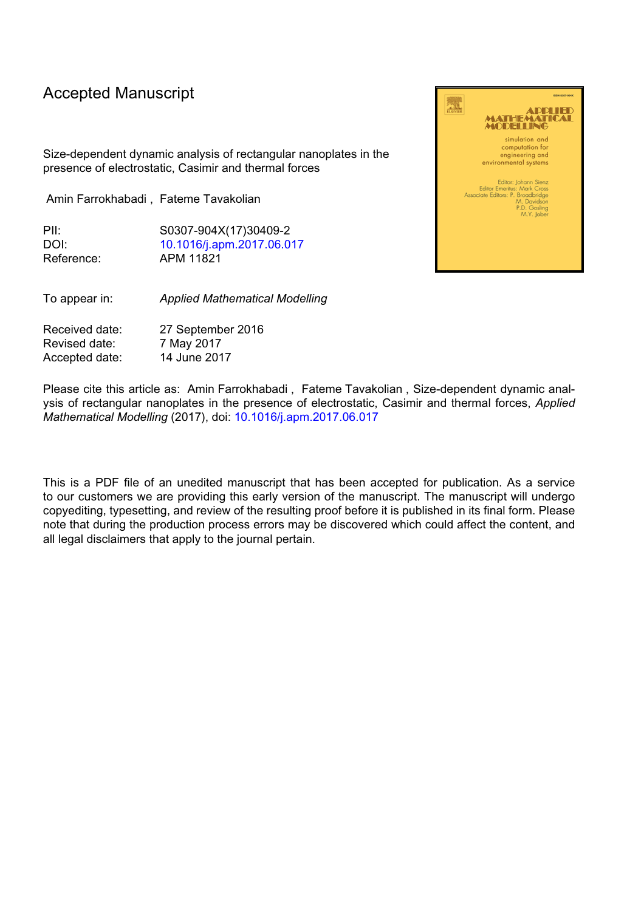# Accepted Manuscript

Size-dependent dynamic analysis of rectangular nanoplates in the presence of electrostatic, Casimir and thermal forces

Amin Farrokhabadi , Fateme Tavakolian

| | |
|---|---|
| PII: | S0307-904X(17)30409-2 |
| DOI: | 10.1016/j.apm.2017.06.017 |
| Reference: | APM 11821 |

| | |
|---|---|
| To appear in: | *Applied Mathematical Modelling* |

| | |
|---|---|
| Received date: | 27 September 2016 |
| Revised date: | 7 May 2017 |
| Accepted date: | 14 June 2017 |

Please cite this article as: Amin Farrokhabadi , Fateme Tavakolian , Size-dependent dynamic analysis of rectangular nanoplates in the presence of electrostatic, Casimir and thermal forces, *Applied Mathematical Modelling* (2017), doi: 10.1016/j.apm.2017.06.017

This is a PDF file of an unedited manuscript that has been accepted for publication. As a service to our customers we are providing this early version of the manuscript. The manuscript will undergo copyediting, typesetting, and review of the resulting proof before it is published in its final form. Please note that during the production process errors may be discovered which could affect the content, and all legal disclaimers that apply to the journal pertain.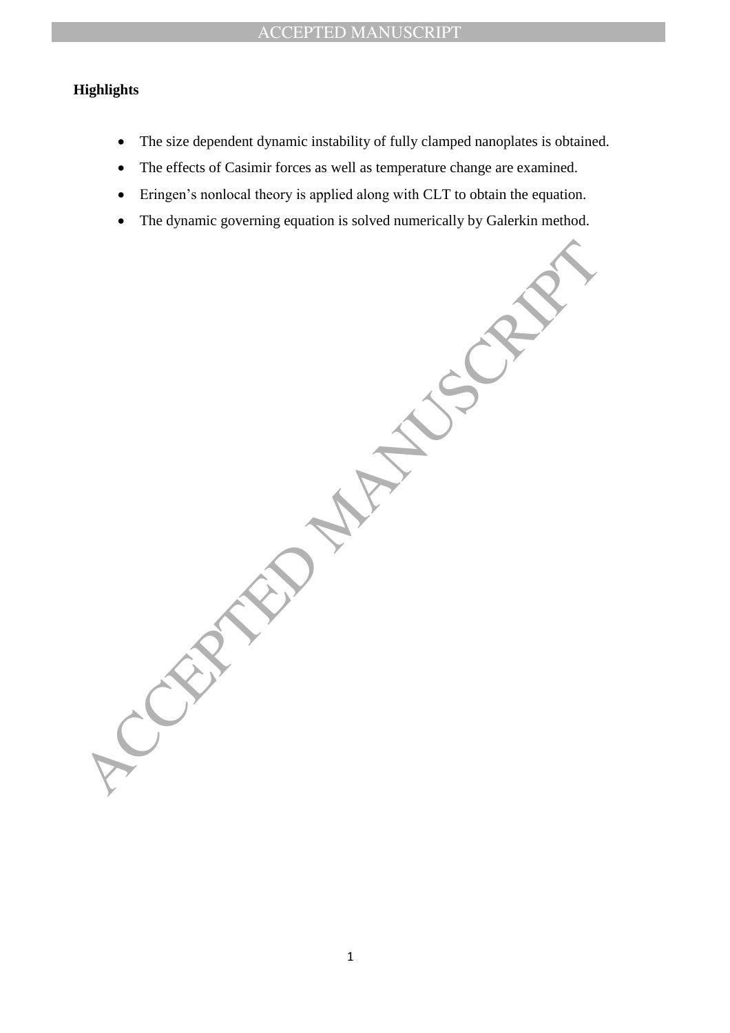**Highlights**

- The size dependent dynamic instability of fully clamped nanoplates is obtained.
- The effects of Casimir forces as well as temperature change are examined.
- Eringen's nonlocal theory is applied along with CLT to obtain the equation.
- The dynamic governing equation is solved numerically by Galerkin method.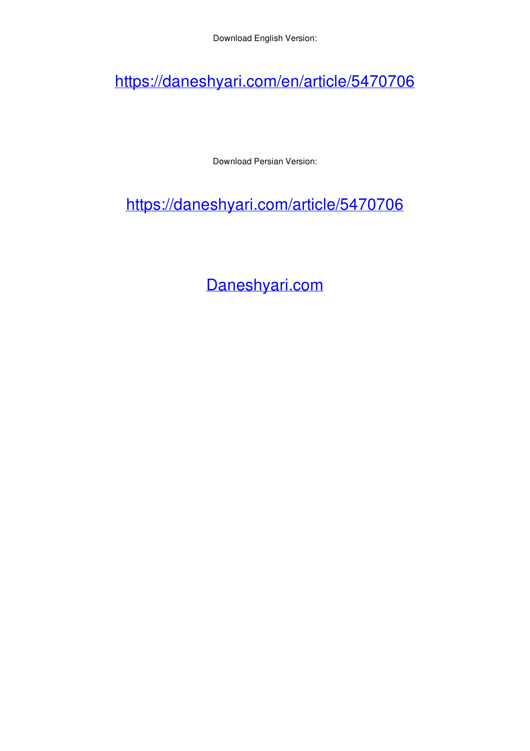Download English Version:

https://daneshyari.com/en/article/5470706

Download Persian Version:

https://daneshyari.com/article/5470706

Daneshyari.com